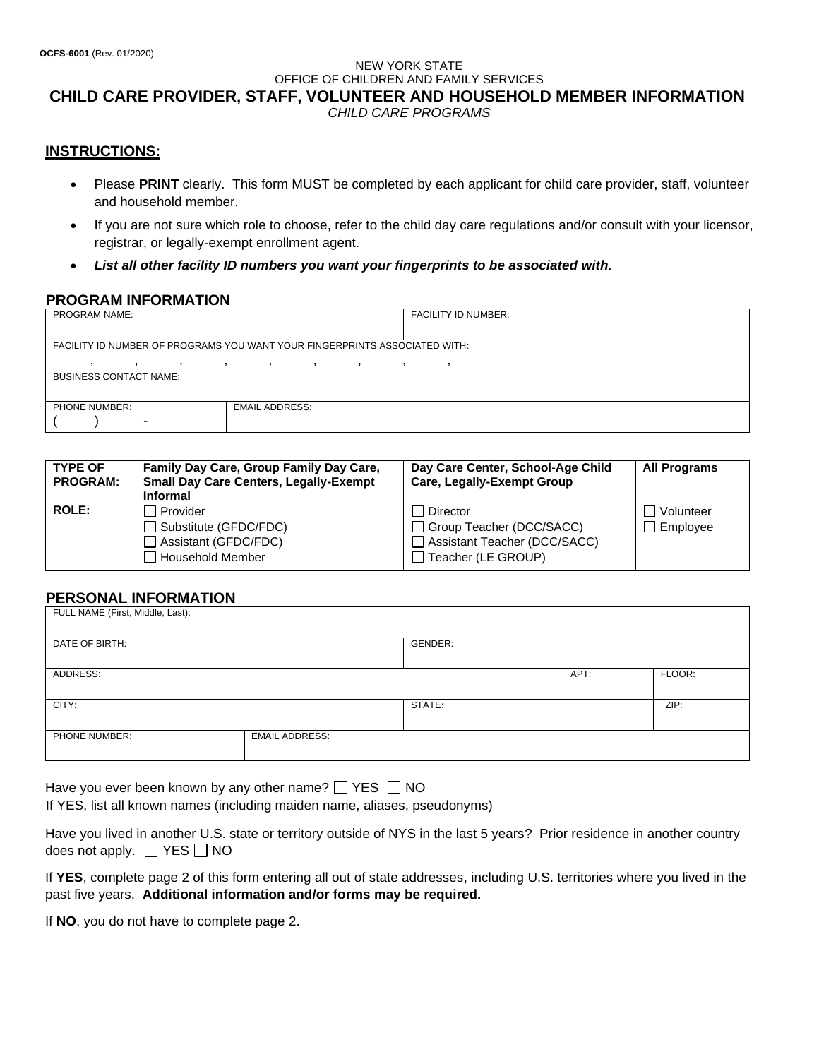OCFS-6001 (Rev. 01/2020)

NEW YORK STATE
OFFICE OF CHILDREN AND FAMILY SERVICES

# CHILD CARE PROVIDER, STAFF, VOLUNTEER AND HOUSEHOLD MEMBER INFORMATION

*CHILD CARE PROGRAMS*

## INSTRUCTIONS:

- Please **PRINT** clearly. This form MUST be completed by each applicant for child care provider, staff, volunteer and household member.
- If you are not sure which role to choose, refer to the child day care regulations and/or consult with your licensor, registrar, or legally-exempt enrollment agent.
- ***List all other facility ID numbers you want your fingerprints to be associated with.***

## PROGRAM INFORMATION

| PROGRAM NAME: | | FACILITY ID NUMBER: |
|---|---|---|
| FACILITY ID NUMBER OF PROGRAMS YOU WANT YOUR FINGERPRINTS ASSOCIATED WITH: , , , , , , , , , | | |
| BUSINESS CONTACT NAME: | | |
| PHONE NUMBER: ( ) - | EMAIL ADDRESS: | |

| TYPE OF PROGRAM: | Family Day Care, Group Family Day Care, Small Day Care Centers, Legally-Exempt Informal | Day Care Center, School-Age Child Care, Legally-Exempt Group | All Programs |
|---|---|---|---|
| ROLE: | ☐ Provider<br>☐ Substitute (GFDC/FDC)<br>☐ Assistant (GFDC/FDC)<br>☐ Household Member | ☐ Director<br>☐ Group Teacher (DCC/SACC)<br>☐ Assistant Teacher (DCC/SACC)<br>☐ Teacher (LE GROUP) | ☐ Volunteer<br>☐ Employee |

## PERSONAL INFORMATION

| FULL NAME (First, Middle, Last): | | | |
|---|---|---|---|
| DATE OF BIRTH: | GENDER: | | |
| ADDRESS: | | APT: | FLOOR: |
| CITY: | STATE: | | ZIP: |
| PHONE NUMBER: | EMAIL ADDRESS: | | |

Have you ever been known by any other name? ☐ YES ☐ NO
If YES, list all known names (including maiden name, aliases, pseudonyms) ______________________

Have you lived in another U.S. state or territory outside of NYS in the last 5 years? Prior residence in another country does not apply. ☐ YES ☐ NO

If **YES**, complete page 2 of this form entering all out of state addresses, including U.S. territories where you lived in the past five years. **Additional information and/or forms may be required.**

If **NO**, you do not have to complete page 2.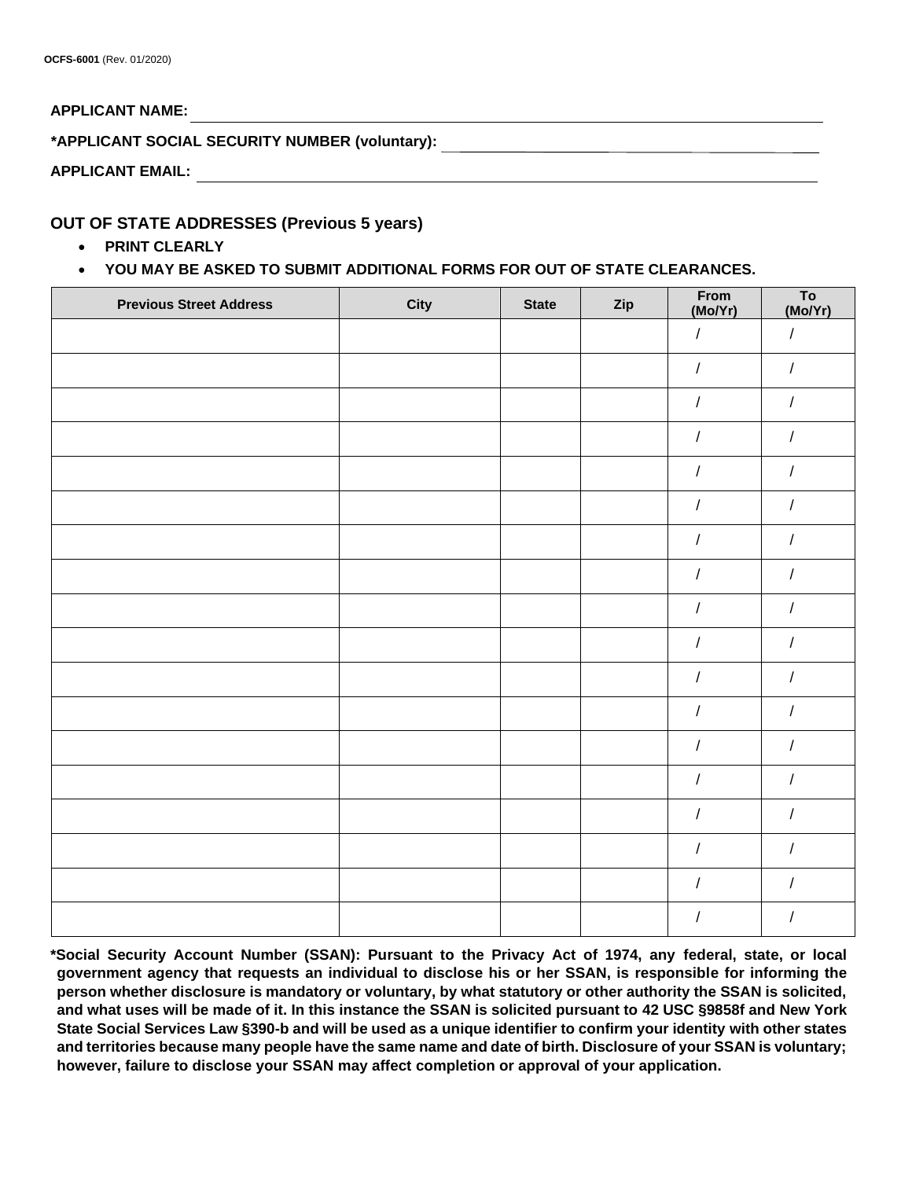OCFS-6001 (Rev. 01/2020)

**APPLICANT NAME:** \_\_\_\_\_\_\_\_\_\_\_\_\_\_\_\_\_\_\_\_\_\_\_\_\_\_\_\_\_\_\_\_\_\_\_\_\_\_\_\_

**\*APPLICANT SOCIAL SECURITY NUMBER (voluntary):** \_\_\_\_\_\_\_\_\_\_\_\_\_\_\_\_\_\_\_\_\_\_\_\_

**APPLICANT EMAIL:** \_\_\_\_\_\_\_\_\_\_\_\_\_\_\_\_\_\_\_\_\_\_\_\_\_\_\_\_\_\_\_\_\_\_\_\_\_\_\_\_

## OUT OF STATE ADDRESSES (Previous 5 years)

- **PRINT CLEARLY**
- **YOU MAY BE ASKED TO SUBMIT ADDITIONAL FORMS FOR OUT OF STATE CLEARANCES.**

| Previous Street Address | City | State | Zip | From (Mo/Yr) | To (Mo/Yr) |
|---|---|---|---|---|---|
| | | | | / | / |
| | | | | / | / |
| | | | | / | / |
| | | | | / | / |
| | | | | / | / |
| | | | | / | / |
| | | | | / | / |
| | | | | / | / |
| | | | | / | / |
| | | | | / | / |
| | | | | / | / |
| | | | | / | / |
| | | | | / | / |
| | | | | / | / |
| | | | | / | / |
| | | | | / | / |
| | | | | / | / |
| | | | | / | / |

**\*Social Security Account Number (SSAN): Pursuant to the Privacy Act of 1974, any federal, state, or local government agency that requests an individual to disclose his or her SSAN, is responsible for informing the person whether disclosure is mandatory or voluntary, by what statutory or other authority the SSAN is solicited, and what uses will be made of it. In this instance the SSAN is solicited pursuant to 42 USC §9858f and New York State Social Services Law §390-b and will be used as a unique identifier to confirm your identity with other states and territories because many people have the same name and date of birth. Disclosure of your SSAN is voluntary; however, failure to disclose your SSAN may affect completion or approval of your application.**